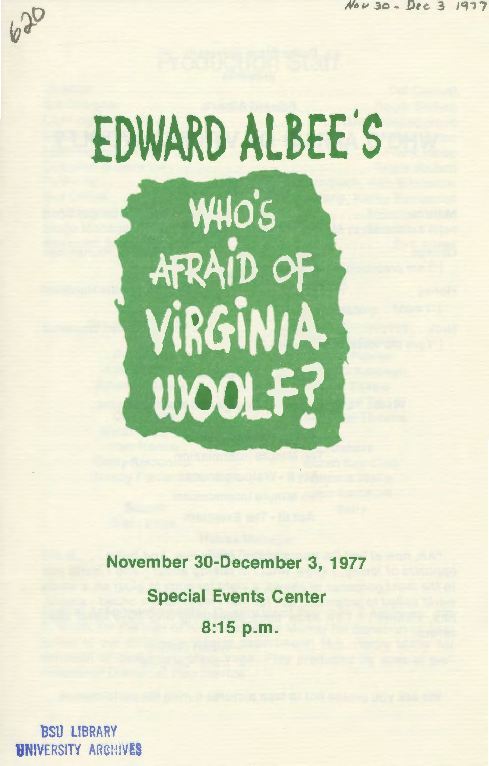Nov 30 - Dec 3 1977

620

# EDWARD ALBEE'S

# WHO'S AFRAID OF VIRGINIA WOOLF?

**November 30-December 3, 1977**

**Special Events Center**

**8:15 p.m.**

BSU LIBRARY
UNIVERSITY ARCHIVES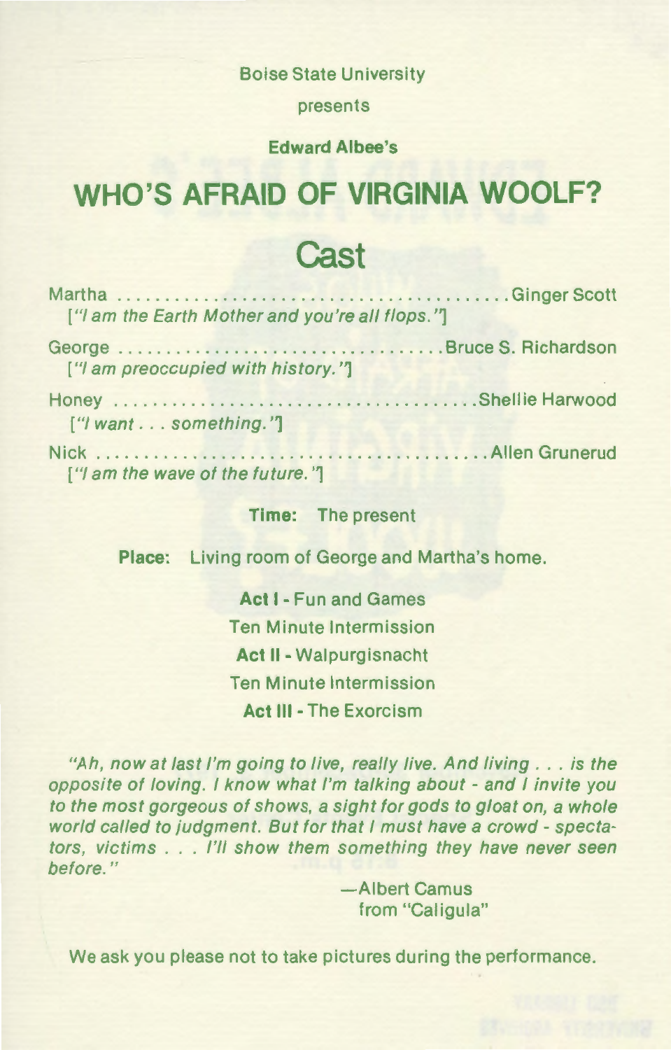Boise State University

presents

**Edward Albee's**

# WHO'S AFRAID OF VIRGINIA WOOLF?

## Cast

Martha .......................................... Ginger Scott
*["I am the Earth Mother and you're all flops."]*

George .................................. Bruce S. Richardson
*["I am preoccupied with history."]*

Honey ........................................ Shellie Harwood
*["I want . . . something."]*

Nick ............................................ Allen Grunerud
*["I am the wave of the future."]*

**Time:** The present

**Place:** Living room of George and Martha's home.

**Act I** - Fun and Games

Ten Minute Intermission

**Act II** - Walpurgisnacht

Ten Minute Intermission

**Act III** - The Exorcism

*"Ah, now at last I'm going to live, really live. And living . . . is the opposite of loving. I know what I'm talking about - and I invite you to the most gorgeous of shows, a sight for gods to gloat on, a whole world called to judgment. But for that I must have a crowd - spectators, victims . . . I'll show them something they have never seen before."*

—Albert Camus
from "Caligula"

We ask you please not to take pictures during the performance.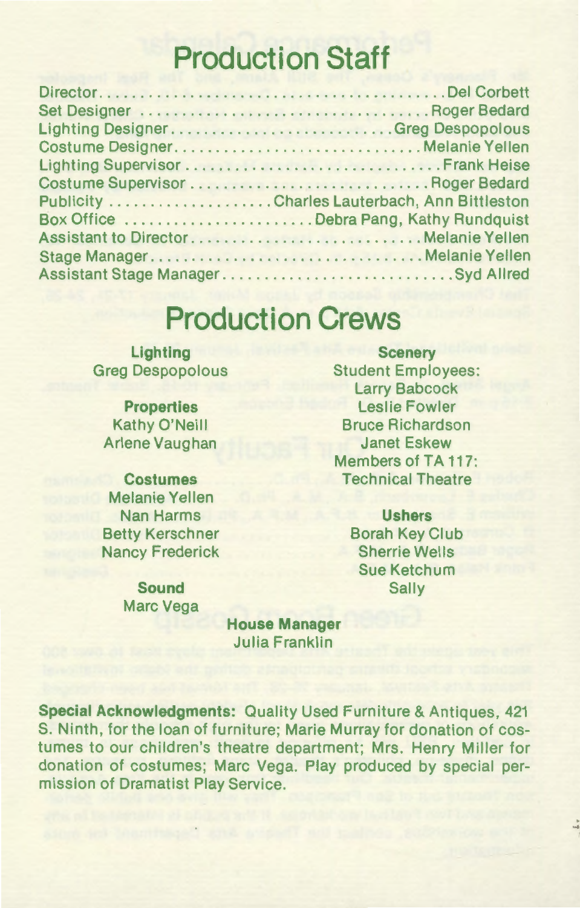# Production Staff

Director........................................Del Corbett
Set Designer........................................Roger Bedard
Lighting Designer........................................Greg Despopolous
Costume Designer........................................Melanie Yellen
Lighting Supervisor........................................Frank Heise
Costume Supervisor........................................Roger Bedard
Publicity........................................Charles Lauterbach, Ann Bittleston
Box Office........................................Debra Pang, Kathy Rundquist
Assistant to Director........................................Melanie Yellen
Stage Manager........................................Melanie Yellen
Assistant Stage Manager........................................Syd Allred

# Production Crews

**Lighting**
Greg Despopolous

**Properties**
Kathy O'Neill
Arlene Vaughan

**Costumes**
Melanie Yellen
Nan Harms
Betty Kerschner
Nancy Frederick

**Sound**
Marc Vega

**Scenery**
Student Employees:
Larry Babcock
Leslie Fowler
Bruce Richardson
Janet Eskew
Members of TA 117:
Technical Theatre

**Ushers**
Borah Key Club
Sherrie Wells
Sue Ketchum
Sally

**House Manager**
Julia Franklin

**Special Acknowledgments:** Quality Used Furniture & Antiques, 421 S. Ninth, for the loan of furniture; Marie Murray for donation of costumes to our children's theatre department; Mrs. Henry Miller for donation of costumes; Marc Vega. Play produced by special permission of Dramatist Play Service.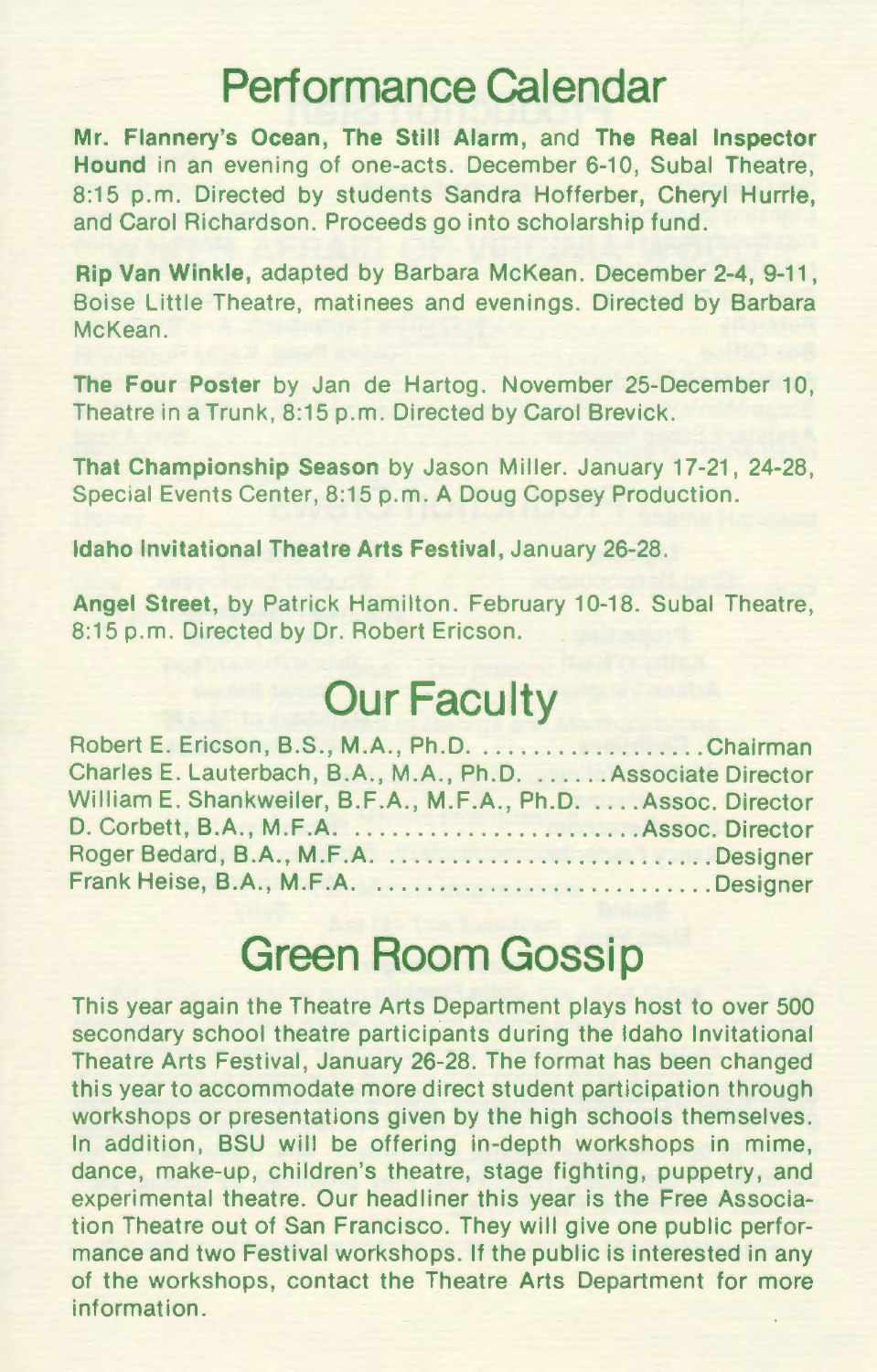# Performance Calendar

**Mr. Flannery's Ocean, The Still Alarm,** and **The Real Inspector Hound** in an evening of one-acts. December 6-10, Subal Theatre, 8:15 p.m. Directed by students Sandra Hofferber, Cheryl Hurrle, and Carol Richardson. Proceeds go into scholarship fund.

**Rip Van Winkle,** adapted by Barbara McKean. December 2-4, 9-11, Boise Little Theatre, matinees and evenings. Directed by Barbara McKean.

**The Four Poster** by Jan de Hartog. November 25-December 10, Theatre in a Trunk, 8:15 p.m. Directed by Carol Brevick.

**That Championship Season** by Jason Miller. January 17-21, 24-28, Special Events Center, 8:15 p.m. A Doug Copsey Production.

**Idaho Invitational Theatre Arts Festival,** January 26-28.

**Angel Street,** by Patrick Hamilton. February 10-18. Subal Theatre, 8:15 p.m. Directed by Dr. Robert Ericson.

# Our Faculty

Robert E. Ericson, B.S., M.A., Ph.D. .................. Chairman
Charles E. Lauterbach, B.A., M.A., Ph.D. ....... Associate Director
William E. Shankweiler, B.F.A., M.F.A., Ph.D. .... Assoc. Director
D. Corbett, B.A., M.F.A. ....................... Assoc. Director
Roger Bedard, B.A., M.F.A. ........................... Designer
Frank Heise, B.A., M.F.A. ............................ Designer

# Green Room Gossip

This year again the Theatre Arts Department plays host to over 500 secondary school theatre participants during the Idaho Invitational Theatre Arts Festival, January 26-28. The format has been changed this year to accommodate more direct student participation through workshops or presentations given by the high schools themselves. In addition, BSU will be offering in-depth workshops in mime, dance, make-up, children's theatre, stage fighting, puppetry, and experimental theatre. Our headliner this year is the Free Association Theatre out of San Francisco. They will give one public performance and two Festival workshops. If the public is interested in any of the workshops, contact the Theatre Arts Department for more information.